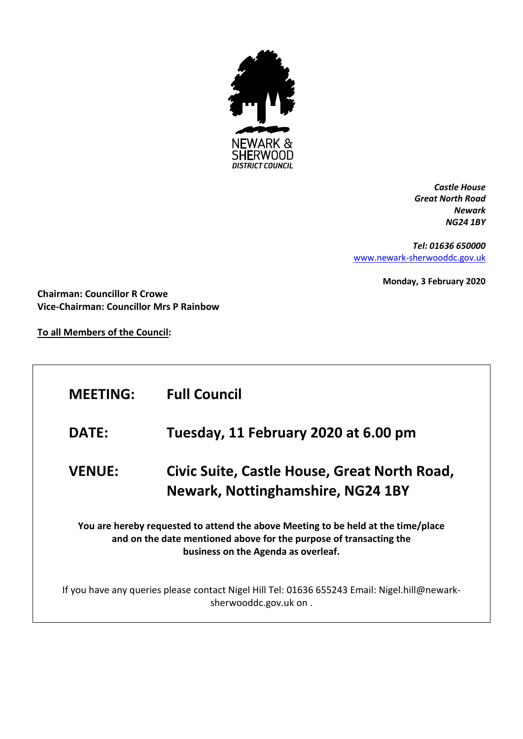NEWARK & SHERWOOD DISTRICT COUNCIL

*Castle House*
*Great North Road*
*Newark*
*NG24 1BY*

*Tel: 01636 650000*
[www.newark-sherwooddc.gov.uk](http://www.newark-sherwooddc.gov.uk)

**Monday, 3 February 2020**

**Chairman: Councillor R Crowe**
**Vice-Chairman: Councillor Mrs P Rainbow**

**To all Members of the Council:**

| | |
|---|---|
| **MEETING:** | **Full Council** |
| **DATE:** | **Tuesday, 11 February 2020 at 6.00 pm** |
| **VENUE:** | **Civic Suite, Castle House, Great North Road, Newark, Nottinghamshire, NG24 1BY** |

**You are hereby requested to attend the above Meeting to be held at the time/place and on the date mentioned above for the purpose of transacting the business on the Agenda as overleaf.**

If you have any queries please contact Nigel Hill Tel: 01636 655243 Email: Nigel.hill@newark-sherwooddc.gov.uk on .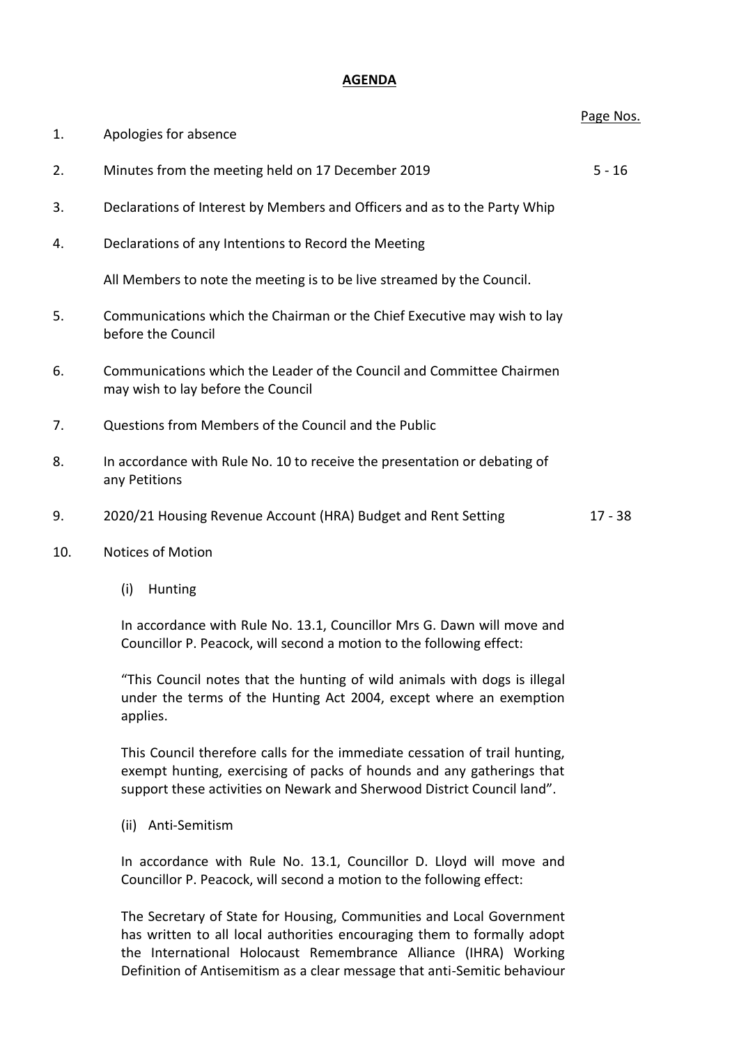## AGENDA

| | | Page Nos. |
|---|---|---|
| 1. | Apologies for absence | |
| 2. | Minutes from the meeting held on 17 December 2019 | 5 - 16 |
| 3. | Declarations of Interest by Members and Officers and as to the Party Whip | |
| 4. | Declarations of any Intentions to Record the Meeting<br><br>All Members to note the meeting is to be live streamed by the Council. | |
| 5. | Communications which the Chairman or the Chief Executive may wish to lay before the Council | |
| 6. | Communications which the Leader of the Council and Committee Chairmen may wish to lay before the Council | |
| 7. | Questions from Members of the Council and the Public | |
| 8. | In accordance with Rule No. 10 to receive the presentation or debating of any Petitions | |
| 9. | 2020/21 Housing Revenue Account (HRA) Budget and Rent Setting | 17 - 38 |
| 10. | Notices of Motion | |

(i) Hunting

In accordance with Rule No. 13.1, Councillor Mrs G. Dawn will move and Councillor P. Peacock, will second a motion to the following effect:

"This Council notes that the hunting of wild animals with dogs is illegal under the terms of the Hunting Act 2004, except where an exemption applies.

This Council therefore calls for the immediate cessation of trail hunting, exempt hunting, exercising of packs of hounds and any gatherings that support these activities on Newark and Sherwood District Council land".

(ii) Anti-Semitism

In accordance with Rule No. 13.1, Councillor D. Lloyd will move and Councillor P. Peacock, will second a motion to the following effect:

The Secretary of State for Housing, Communities and Local Government has written to all local authorities encouraging them to formally adopt the International Holocaust Remembrance Alliance (IHRA) Working Definition of Antisemitism as a clear message that anti-Semitic behaviour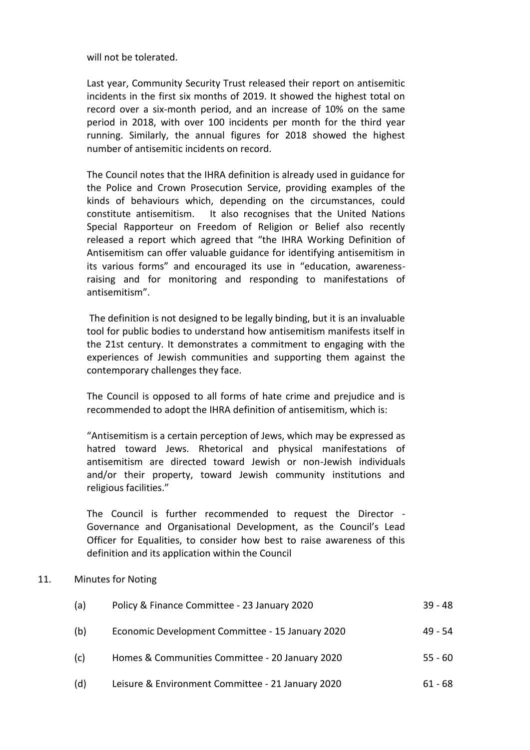will not be tolerated.

Last year, Community Security Trust released their report on antisemitic incidents in the first six months of 2019. It showed the highest total on record over a six-month period, and an increase of 10% on the same period in 2018, with over 100 incidents per month for the third year running. Similarly, the annual figures for 2018 showed the highest number of antisemitic incidents on record.

The Council notes that the IHRA definition is already used in guidance for the Police and Crown Prosecution Service, providing examples of the kinds of behaviours which, depending on the circumstances, could constitute antisemitism. It also recognises that the United Nations Special Rapporteur on Freedom of Religion or Belief also recently released a report which agreed that "the IHRA Working Definition of Antisemitism can offer valuable guidance for identifying antisemitism in its various forms" and encouraged its use in "education, awareness-raising and for monitoring and responding to manifestations of antisemitism".

The definition is not designed to be legally binding, but it is an invaluable tool for public bodies to understand how antisemitism manifests itself in the 21st century. It demonstrates a commitment to engaging with the experiences of Jewish communities and supporting them against the contemporary challenges they face.

The Council is opposed to all forms of hate crime and prejudice and is recommended to adopt the IHRA definition of antisemitism, which is:

"Antisemitism is a certain perception of Jews, which may be expressed as hatred toward Jews. Rhetorical and physical manifestations of antisemitism are directed toward Jewish or non-Jewish individuals and/or their property, toward Jewish community institutions and religious facilities."

The Council is further recommended to request the Director - Governance and Organisational Development, as the Council's Lead Officer for Equalities, to consider how best to raise awareness of this definition and its application within the Council

11. Minutes for Noting

| | | |
|---|---|---|
| (a) | Policy & Finance Committee - 23 January 2020 | 39 - 48 |
| (b) | Economic Development Committee - 15 January 2020 | 49 - 54 |
| (c) | Homes & Communities Committee - 20 January 2020 | 55 - 60 |
| (d) | Leisure & Environment Committee - 21 January 2020 | 61 - 68 |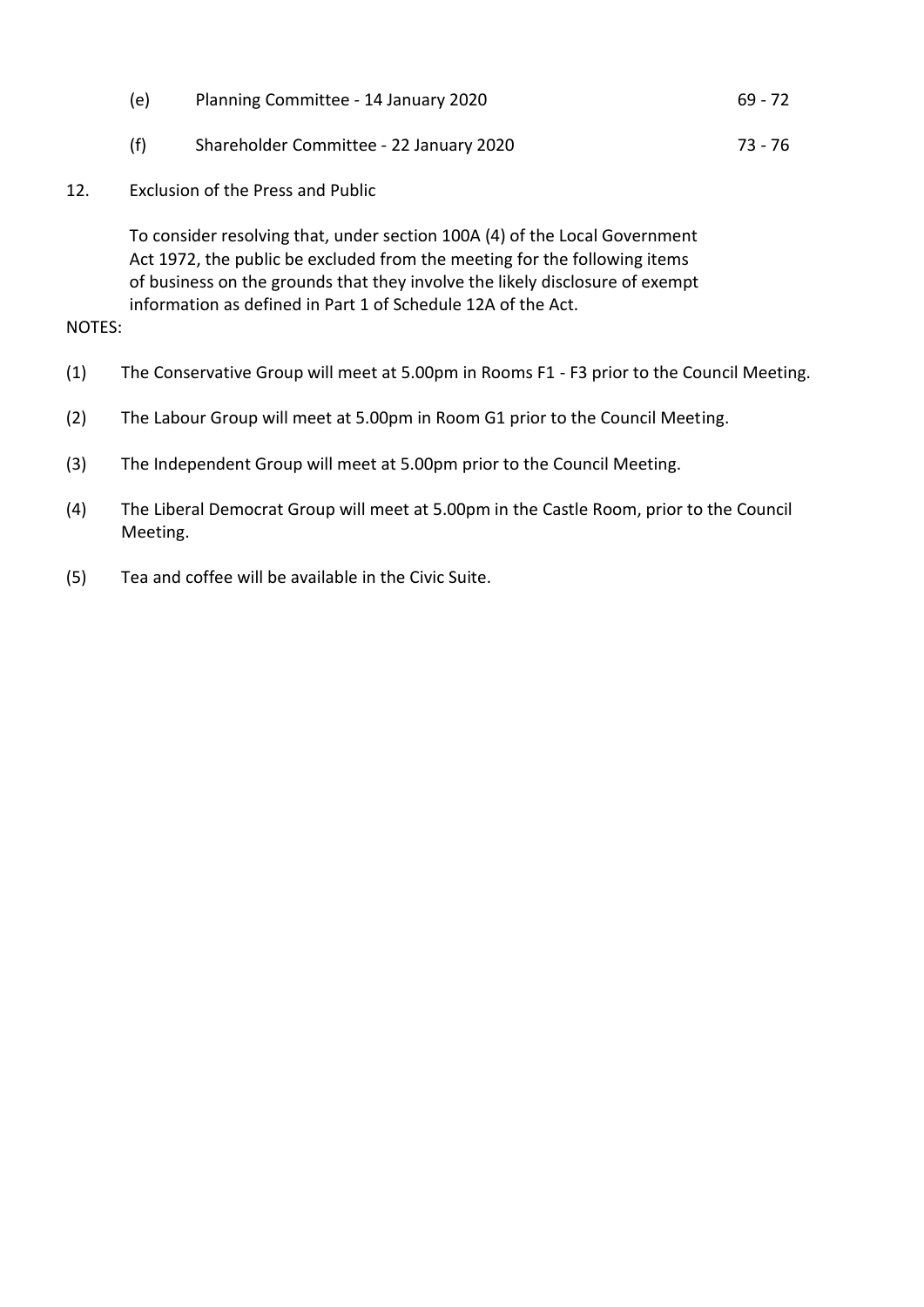| | | |
|---|---|---|
| (e) | Planning Committee - 14 January 2020 | 69 - 72 |
| (f) | Shareholder Committee - 22 January 2020 | 73 - 76 |

12. Exclusion of the Press and Public

    To consider resolving that, under section 100A (4) of the Local Government Act 1972, the public be excluded from the meeting for the following items of business on the grounds that they involve the likely disclosure of exempt information as defined in Part 1 of Schedule 12A of the Act.

NOTES:

(1) The Conservative Group will meet at 5.00pm in Rooms F1 - F3 prior to the Council Meeting.

(2) The Labour Group will meet at 5.00pm in Room G1 prior to the Council Meeting.

(3) The Independent Group will meet at 5.00pm prior to the Council Meeting.

(4) The Liberal Democrat Group will meet at 5.00pm in the Castle Room, prior to the Council Meeting.

(5) Tea and coffee will be available in the Civic Suite.